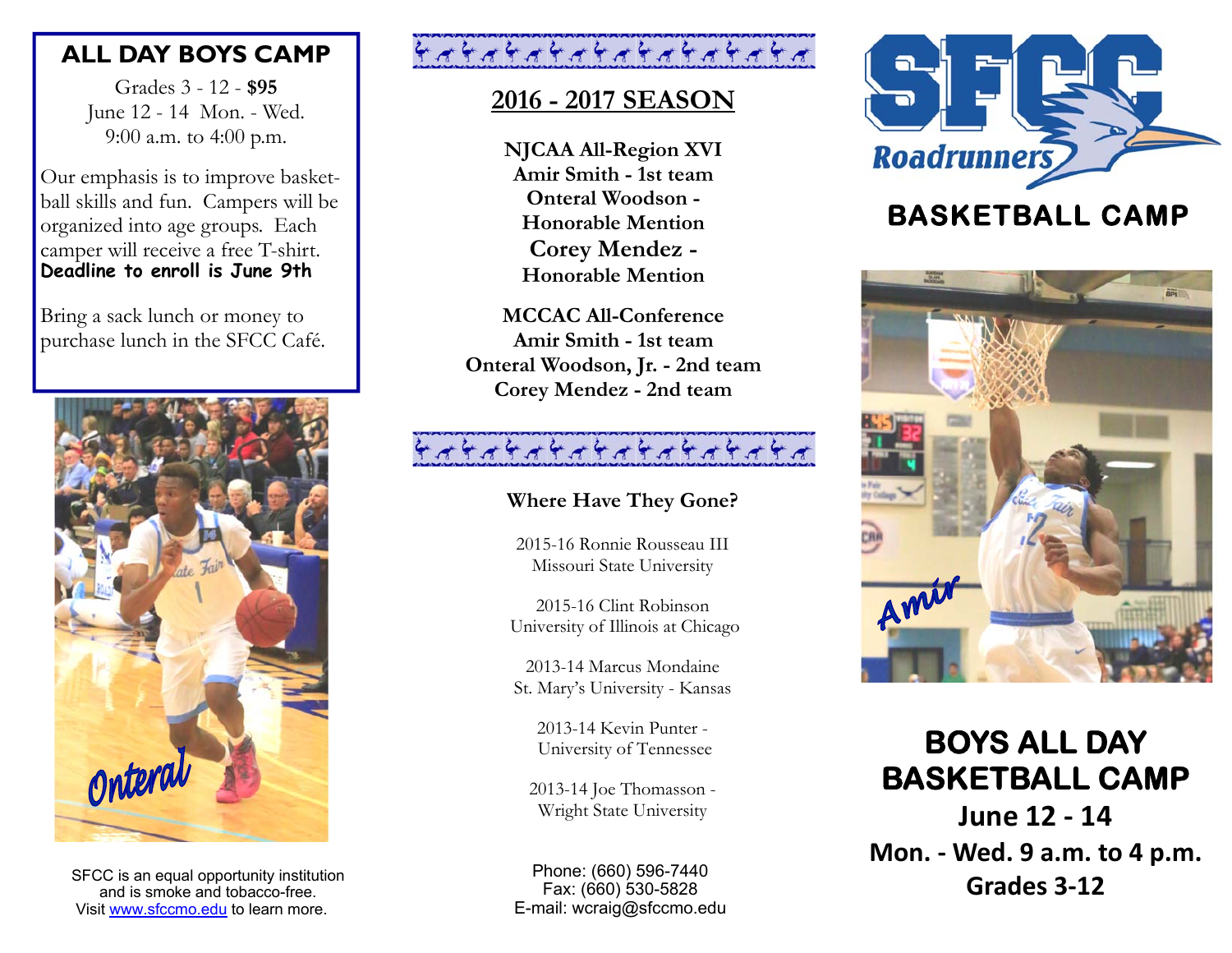## ALL DAY BOYS CAMP

Grades 3 - 12 - **$95**
June 12 - 14 Mon. - Wed.
9:00 a.m. to 4:00 p.m.

Our emphasis is to improve basketball skills and fun. Campers will be organized into age groups. Each camper will receive a free T-shirt.
**Deadline to enroll is June 9th**

Bring a sack lunch or money to purchase lunch in the SFCC Café.

Onteral

SFCC is an equal opportunity institution and is smoke and tobacco-free.
Visit www.sfccmo.edu to learn more.

## 2016 - 2017 SEASON

**NJCAA All-Region XVI**
**Amir Smith - 1st team**
**Onteral Woodson - Honorable Mention**
**Corey Mendez - Honorable Mention**

**MCCAC All-Conference**
**Amir Smith - 1st team**
**Onteral Woodson, Jr. - 2nd team**
**Corey Mendez - 2nd team**

### Where Have They Gone?

2015-16 Ronnie Rousseau III
Missouri State University

2015-16 Clint Robinson
University of Illinois at Chicago

2013-14 Marcus Mondaine
St. Mary's University - Kansas

2013-14 Kevin Punter -
University of Tennessee

2013-14 Joe Thomasson -
Wright State University

Phone: (660) 596-7440
Fax: (660) 530-5828
E-mail: wcraig@sfccmo.edu

# SFCC Roadrunners

## BASKETBALL CAMP

Amir

## BOYS ALL DAY BASKETBALL CAMP

**June 12 - 14**
**Mon. - Wed. 9 a.m. to 4 p.m.**
**Grades 3-12**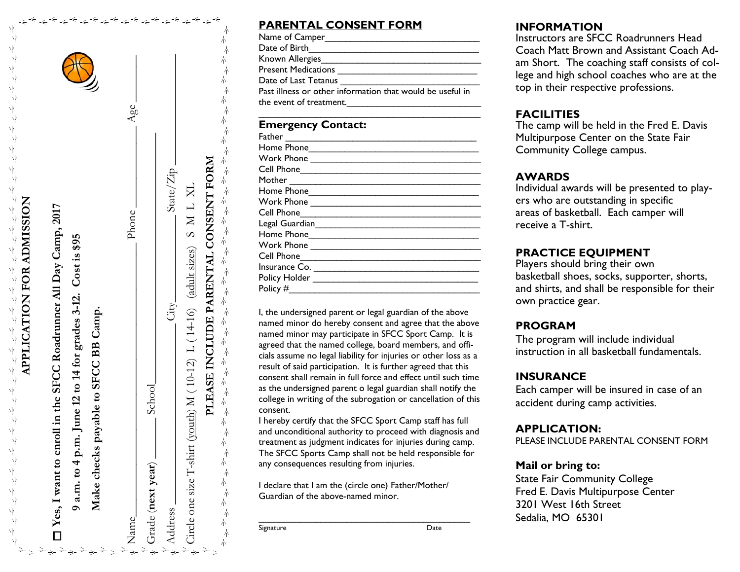## APPLICATION FOR ADMISSION

☐ **Yes, I want to enroll in the SFCC Roadrunner All Day Camp, 2017**

**9 a.m. to 4 p.m. June 12 to 14 for grades 3-12. Cost is $95**

**Make checks payable to SFCC BB Camp.**

Name\_\_\_\_\_\_\_\_\_\_\_\_\_\_\_\_ Phone \_\_\_\_\_\_\_\_\_\_\_\_ Age \_\_\_\_\_\_

Grade (**next year**) \_\_\_\_\_\_ School\_\_\_\_\_\_\_\_\_\_\_\_\_\_\_\_\_\_

Address \_\_\_\_\_\_\_\_\_\_\_\_ City\_\_\_\_\_\_\_\_ State/Zip \_\_\_\_\_\_\_\_

Circle one size T-shirt (youth) M ( 10-12) L ( 14-16) (adult sizes) S M L XL

**PLEASE INCLUDE PARENTAL CONSENT FORM**

## PARENTAL CONSENT FORM

Name of Camper\_\_\_\_\_\_\_\_\_\_\_\_\_\_\_\_\_\_\_\_\_\_\_\_\_\_\_\_\_\_

Date of Birth\_\_\_\_\_\_\_\_\_\_\_\_\_\_\_\_\_\_\_\_\_\_\_\_\_\_\_\_\_\_\_\_

Known Allergies\_\_\_\_\_\_\_\_\_\_\_\_\_\_\_\_\_\_\_\_\_\_\_\_\_\_\_\_\_\_

Present Medications \_\_\_\_\_\_\_\_\_\_\_\_\_\_\_\_\_\_\_\_\_\_\_\_\_\_

Date of Last Tetanus \_\_\_\_\_\_\_\_\_\_\_\_\_\_\_\_\_\_\_\_\_\_\_\_\_

Past illness or other information that would be useful in the event of treatment.\_\_\_\_\_\_\_\_\_\_\_\_\_\_\_\_\_\_\_\_\_\_\_\_

\_\_\_\_\_\_\_\_\_\_\_\_\_\_\_\_\_\_\_\_\_\_\_\_\_\_\_\_\_\_\_\_\_\_\_\_\_\_\_\_\_\_\_\_

### Emergency Contact:

Father \_\_\_\_\_\_\_\_\_\_\_\_\_\_\_\_\_\_\_\_\_\_\_\_\_\_\_\_\_\_\_\_\_\_\_\_

Home Phone\_\_\_\_\_\_\_\_\_\_\_\_\_\_\_\_\_\_\_\_\_\_\_\_\_\_\_\_\_\_\_\_

Work Phone \_\_\_\_\_\_\_\_\_\_\_\_\_\_\_\_\_\_\_\_\_\_\_\_\_\_\_\_\_\_\_\_

Cell Phone\_\_\_\_\_\_\_\_\_\_\_\_\_\_\_\_\_\_\_\_\_\_\_\_\_\_\_\_\_\_\_\_\_\_

Mother \_\_\_\_\_\_\_\_\_\_\_\_\_\_\_\_\_\_\_\_\_\_\_\_\_\_\_\_\_\_\_\_\_\_\_

Home Phone\_\_\_\_\_\_\_\_\_\_\_\_\_\_\_\_\_\_\_\_\_\_\_\_\_\_\_\_\_\_\_\_

Work Phone \_\_\_\_\_\_\_\_\_\_\_\_\_\_\_\_\_\_\_\_\_\_\_\_\_\_\_\_\_\_\_\_

Cell Phone\_\_\_\_\_\_\_\_\_\_\_\_\_\_\_\_\_\_\_\_\_\_\_\_\_\_\_\_\_\_\_\_\_\_

Legal Guardian\_\_\_\_\_\_\_\_\_\_\_\_\_\_\_\_\_\_\_\_\_\_\_\_\_\_\_\_\_\_

Home Phone\_\_\_\_\_\_\_\_\_\_\_\_\_\_\_\_\_\_\_\_\_\_\_\_\_\_\_\_\_\_\_\_

Work Phone \_\_\_\_\_\_\_\_\_\_\_\_\_\_\_\_\_\_\_\_\_\_\_\_\_\_\_\_\_\_\_\_

Cell Phone\_\_\_\_\_\_\_\_\_\_\_\_\_\_\_\_\_\_\_\_\_\_\_\_\_\_\_\_\_\_\_\_\_\_

Insurance Co. \_\_\_\_\_\_\_\_\_\_\_\_\_\_\_\_\_\_\_\_\_\_\_\_\_\_\_\_\_\_

Policy Holder \_\_\_\_\_\_\_\_\_\_\_\_\_\_\_\_\_\_\_\_\_\_\_\_\_\_\_\_\_\_

Policy #\_\_\_\_\_\_\_\_\_\_\_\_\_\_\_\_\_\_\_\_\_\_\_\_\_\_\_\_\_\_\_\_\_\_\_\_

I, the undersigned parent or legal guardian of the above named minor do hereby consent and agree that the above named minor may participate in SFCC Sport Camp. It is agreed that the named college, board members, and officials assume no legal liability for injuries or other loss as a result of said participation. It is further agreed that this consent shall remain in full force and effect until such time as the undersigned parent o legal guardian shall notify the college in writing of the subrogation or cancellation of this consent.

I hereby certify that the SFCC Sport Camp staff has full and unconditional authority to proceed with diagnosis and treatment as judgment indicates for injuries during camp. The SFCC Sports Camp shall not be held responsible for any consequences resulting from injuries.

I declare that I am the (circle one) Father/Mother/ Guardian of the above-named minor.

\_\_\_\_\_\_\_\_\_\_\_\_\_\_\_\_\_\_\_\_\_\_\_\_\_\_\_\_\_\_\_\_\_\_\_\_\_\_\_\_\_\_

Signature Date

## INFORMATION

Instructors are SFCC Roadrunners Head Coach Matt Brown and Assistant Coach Adam Short. The coaching staff consists of college and high school coaches who are at the top in their respective professions.

## FACILITIES

The camp will be held in the Fred E. Davis Multipurpose Center on the State Fair Community College campus.

## AWARDS

Individual awards will be presented to players who are outstanding in specific areas of basketball. Each camper will receive a T-shirt.

## PRACTICE EQUIPMENT

Players should bring their own basketball shoes, socks, supporter, shorts, and shirts, and shall be responsible for their own practice gear.

## PROGRAM

The program will include individual instruction in all basketball fundamentals.

## INSURANCE

Each camper will be insured in case of an accident during camp activities.

## APPLICATION:

PLEASE INCLUDE PARENTAL CONSENT FORM

### Mail or bring to:

State Fair Community College
Fred E. Davis Multipurpose Center
3201 West 16th Street
Sedalia, MO 65301